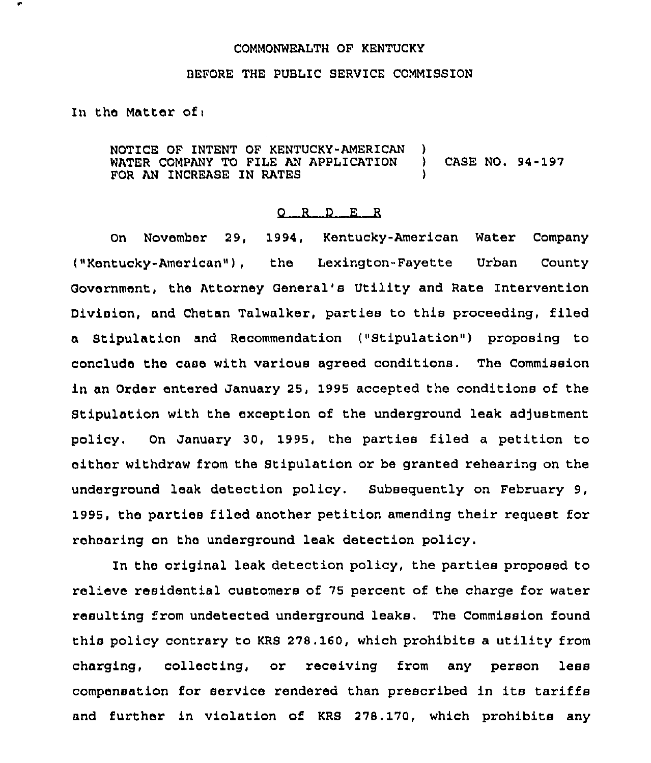COMMONWEALTH OF KENTUCKY

BEFORE THE PUBLIC SERVICE COMMISSION

In the Matter of:

| | | |
|---|---|---|
| NOTICE OF INTENT OF KENTUCKY-AMERICAN WATER COMPANY TO FILE AN APPLICATION FOR AN INCREASE IN RATES | ) ) ) | CASE NO. 94-197 |

O R D E R

On November 29, 1994, Kentucky-American Water Company ("Kentucky-American"), the Lexington-Fayette Urban County Government, the Attorney General's Utility and Rate Intervention Division, and Chetan Talwalker, parties to this proceeding, filed a Stipulation and Recommendation ("Stipulation") proposing to conclude the case with various agreed conditions. The Commission in an Order entered January 25, 1995 accepted the conditions of the Stipulation with the exception of the underground leak adjustment policy. On January 30, 1995, the parties filed a petition to either withdraw from the Stipulation or be granted rehearing on the underground leak detection policy. Subsequently on February 9, 1995, the parties filed another petition amending their request for rehearing on the underground leak detection policy.

In the original leak detection policy, the parties proposed to relieve residential customers of 75 percent of the charge for water resulting from undetected underground leaks. The Commission found this policy contrary to KRS 278.160, which prohibits a utility from charging, collecting, or receiving from any person less compensation for service rendered than prescribed in its tariffs and further in violation of KRS 278.170, which prohibits any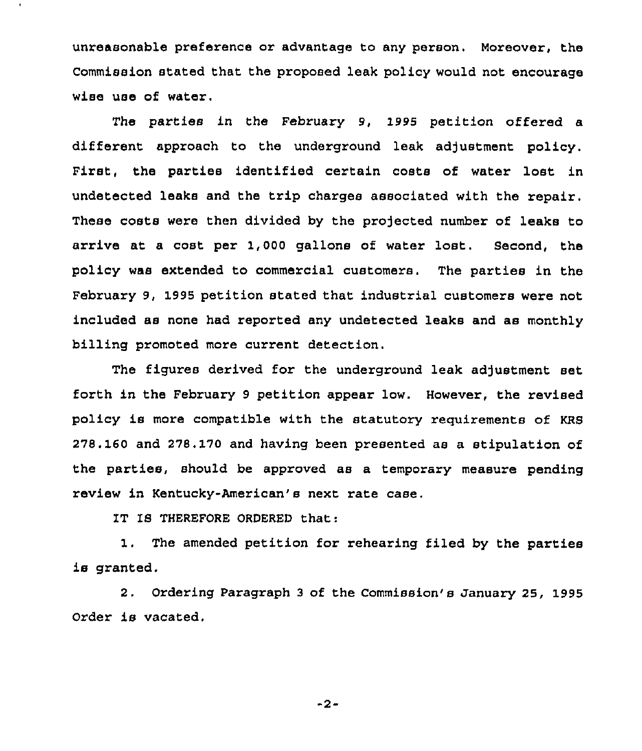unreasonable preference or advantage to any person. Moreover, the Commission stated that the proposed leak policy would not encourage wise use of water.

The parties in the February 9, 1995 petition offered a different approach to the underground leak adjustment policy. First, the parties identified certain costs of water lost in undetected leaks and the trip charges associated with the repair. These costs were then divided by the projected number of leaks to arrive at a cost per 1,000 gallons of water lost. Second, the policy was extended to commercial customers. The parties in the February 9, 1995 petition stated that industrial customers were not included as none had reported any undetected leaks and as monthly billing promoted more current detection.

The figures derived for the underground leak adjustment set forth in the February 9 petition appear low. However, the revised policy is more compatible with the statutory requirements of KRS 278.160 and 278.170 and having been presented as a stipulation of the parties, should be approved as a temporary measure pending review in Kentucky-American's next rate case.

IT IS THEREFORE ORDERED that:

1. The amended petition for rehearing filed by the parties is granted.

2. Ordering Paragraph 3 of the Commission's January 25, 1995 Order is vacated.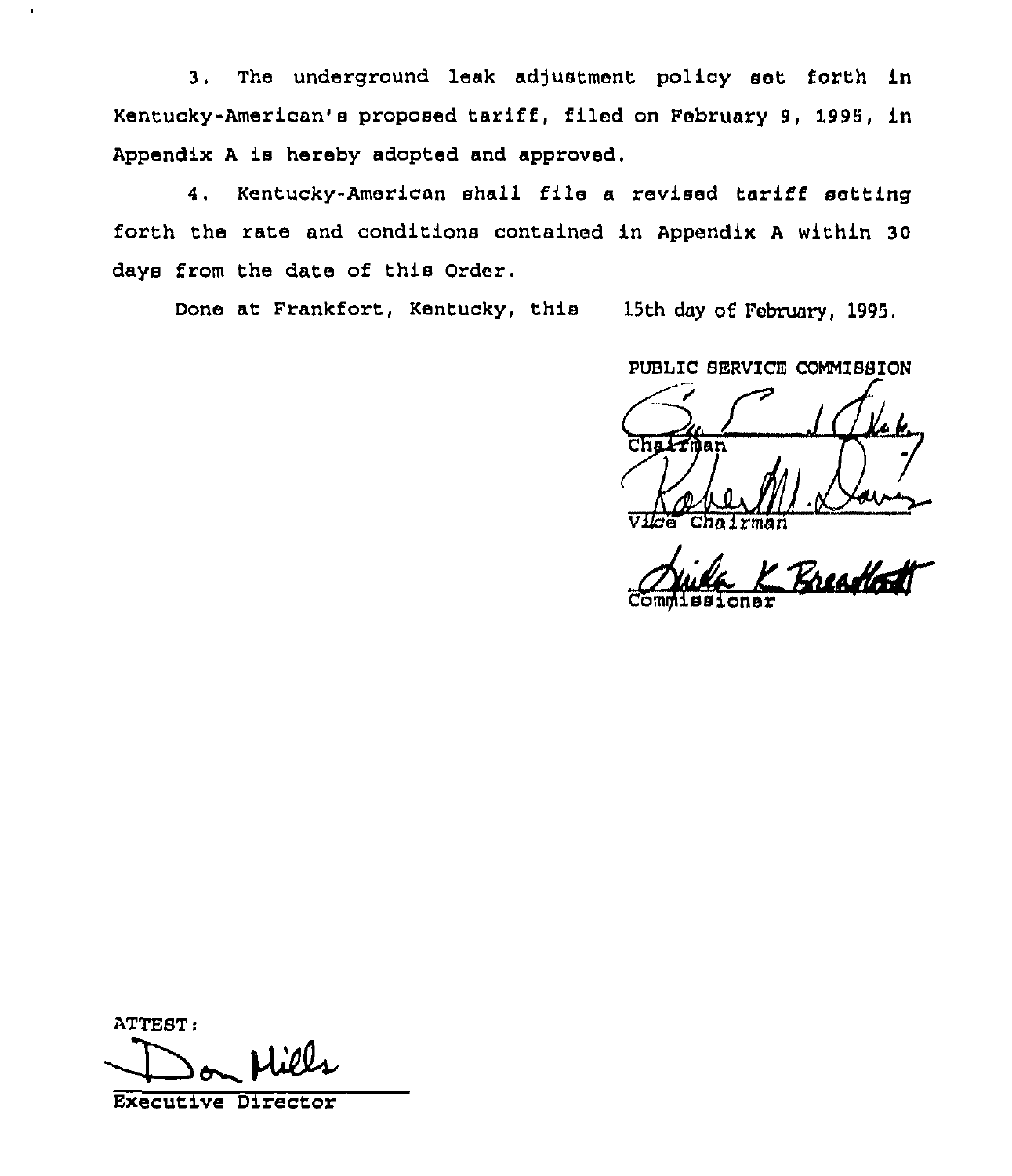3. The underground leak adjustment policy set forth in Kentucky-American's proposed tariff, filed on February 9, 1995, in Appendix A is hereby adopted and approved.

4. Kentucky-American shall file a revised tariff setting forth the rate and conditions contained in Appendix A within 30 days from the date of this Order.

Done at Frankfort, Kentucky, this 15th day of February, 1995.

PUBLIC SERVICE COMMISSION

Chairman

Vice Chairman

Commissioner

ATTEST:

Executive Director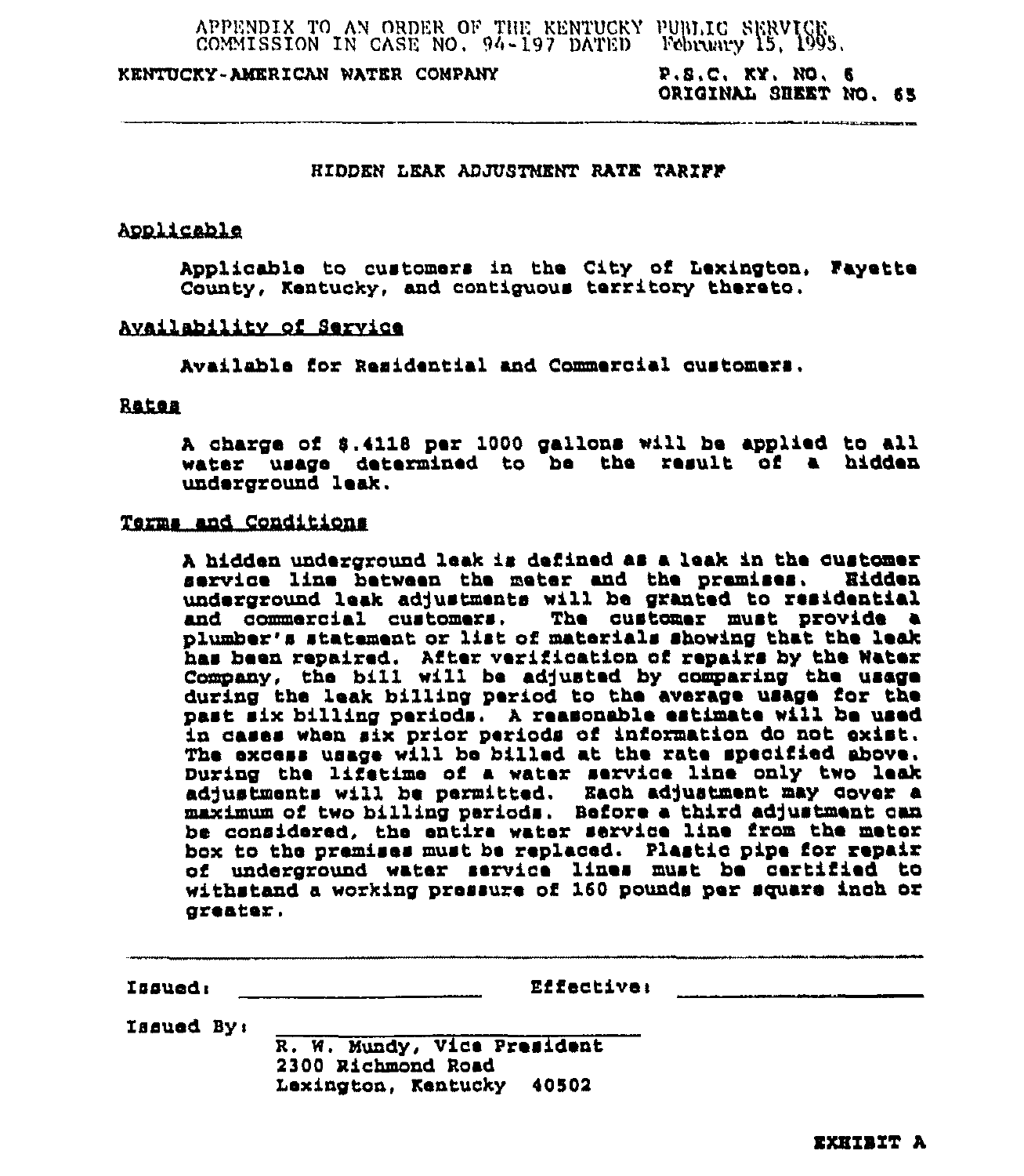APPENDIX TO AN ORDER OF THE KENTUCKY PUBLIC SERVICE COMMISSION IN CASE NO. 94-197 DATED February 15, 1995.

KENTUCKY-AMERICAN WATER COMPANY

P.S.C. KY. NO. 6
ORIGINAL SHEET NO. 65

## HIDDEN LEAK ADJUSTMENT RATE TARIFF

### Applicable

Applicable to customers in the City of Lexington, Fayette County, Kentucky, and contiguous territory thereto.

### Availability of Service

Available for Residential and Commercial customers.

### Rates

A charge of $.4118 per 1000 gallons will be applied to all water usage determined to be the result of a hidden underground leak.

### Terms and Conditions

A hidden underground leak is defined as a leak in the customer service line between the meter and the premises. Hidden underground leak adjustments will be granted to residential and commercial customers. The customer must provide a plumber's statement or list of materials showing that the leak has been repaired. After verification of repairs by the Water Company, the bill will be adjusted by comparing the usage during the leak billing period to the average usage for the past six billing periods. A reasonable estimate will be used in cases when six prior periods of information do not exist. The excess usage will be billed at the rate specified above. During the lifetime of a water service line only two leak adjustments will be permitted. Each adjustment may cover a maximum of two billing periods. Before a third adjustment can be considered, the entire water service line from the meter box to the premises must be replaced. Plastic pipe for repair of underground water service lines must be certified to withstand a working pressure of 160 pounds per square inch or greater.

Issued: ____________ Effective: ____________

Issued By: ____________
R. W. Mundy, Vice President
2300 Richmond Road
Lexington, Kentucky 40502

**EXHIBIT A**